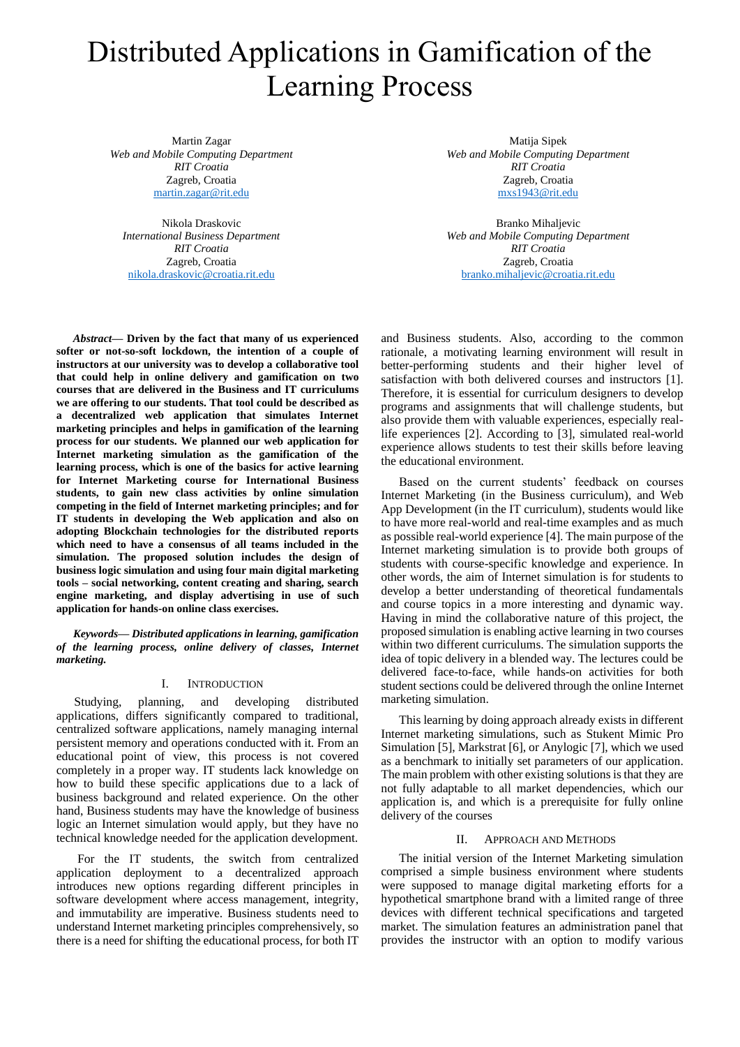# Distributed Applications in Gamification of the Learning Process

Martin Zagar
*Web and Mobile Computing Department*
*RIT Croatia*
Zagreb, Croatia
martin.zagar@rit.edu

Matija Sipek
*Web and Mobile Computing Department*
*RIT Croatia*
Zagreb, Croatia
mxs1943@rit.edu

Nikola Draskovic
*International Business Department*
*RIT Croatia*
Zagreb, Croatia
nikola.draskovic@croatia.rit.edu

Branko Mihaljevic
*Web and Mobile Computing Department*
*RIT Croatia*
Zagreb, Croatia
branko.mihaljevic@croatia.rit.edu

***Abstract*— Driven by the fact that many of us experienced softer or not-so-soft lockdown, the intention of a couple of instructors at our university was to develop a collaborative tool that could help in online delivery and gamification on two courses that are delivered in the Business and IT curriculums we are offering to our students. That tool could be described as a decentralized web application that simulates Internet marketing principles and helps in gamification of the learning process for our students. We planned our web application for Internet marketing simulation as the gamification of the learning process, which is one of the basics for active learning for Internet Marketing course for International Business students, to gain new class activities by online simulation competing in the field of Internet marketing principles; and for IT students in developing the Web application and also on adopting Blockchain technologies for the distributed reports which need to have a consensus of all teams included in the simulation. The proposed solution includes the design of business logic simulation and using four main digital marketing tools – social networking, content creating and sharing, search engine marketing, and display advertising in use of such application for hands-on online class exercises.**

***Keywords*— *Distributed applications in learning, gamification of the learning process, online delivery of classes, Internet marketing.***

## I. Introduction

Studying, planning, and developing distributed applications, differs significantly compared to traditional, centralized software applications, namely managing internal persistent memory and operations conducted with it. From an educational point of view, this process is not covered completely in a proper way. IT students lack knowledge on how to build these specific applications due to a lack of business background and related experience. On the other hand, Business students may have the knowledge of business logic an Internet simulation would apply, but they have no technical knowledge needed for the application development.

For the IT students, the switch from centralized application deployment to a decentralized approach introduces new options regarding different principles in software development where access management, integrity, and immutability are imperative. Business students need to understand Internet marketing principles comprehensively, so there is a need for shifting the educational process, for both IT and Business students. Also, according to the common rationale, a motivating learning environment will result in better-performing students and their higher level of satisfaction with both delivered courses and instructors [1]. Therefore, it is essential for curriculum designers to develop programs and assignments that will challenge students, but also provide them with valuable experiences, especially real-life experiences [2]. According to [3], simulated real-world experience allows students to test their skills before leaving the educational environment.

Based on the current students' feedback on courses Internet Marketing (in the Business curriculum), and Web App Development (in the IT curriculum), students would like to have more real-world and real-time examples and as much as possible real-world experience [4]. The main purpose of the Internet marketing simulation is to provide both groups of students with course-specific knowledge and experience. In other words, the aim of Internet simulation is for students to develop a better understanding of theoretical fundamentals and course topics in a more interesting and dynamic way. Having in mind the collaborative nature of this project, the proposed simulation is enabling active learning in two courses within two different curriculums. The simulation supports the idea of topic delivery in a blended way. The lectures could be delivered face-to-face, while hands-on activities for both student sections could be delivered through the online Internet marketing simulation.

This learning by doing approach already exists in different Internet marketing simulations, such as Stukent Mimic Pro Simulation [5], Markstrat [6], or Anylogic [7], which we used as a benchmark to initially set parameters of our application. The main problem with other existing solutions is that they are not fully adaptable to all market dependencies, which our application is, and which is a prerequisite for fully online delivery of the courses

## II. Approach and Methods

The initial version of the Internet Marketing simulation comprised a simple business environment where students were supposed to manage digital marketing efforts for a hypothetical smartphone brand with a limited range of three devices with different technical specifications and targeted market. The simulation features an administration panel that provides the instructor with an option to modify various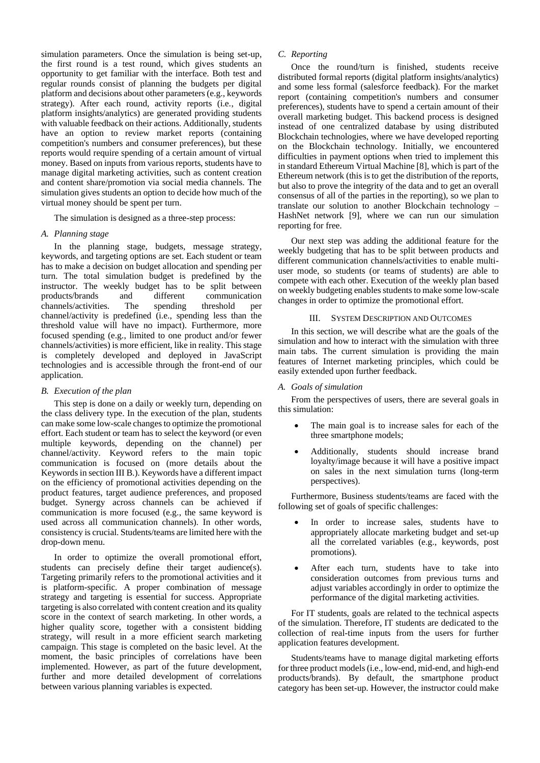simulation parameters. Once the simulation is being set-up, the first round is a test round, which gives students an opportunity to get familiar with the interface. Both test and regular rounds consist of planning the budgets per digital platform and decisions about other parameters (e.g., keywords strategy). After each round, activity reports (i.e., digital platform insights/analytics) are generated providing students with valuable feedback on their actions. Additionally, students have an option to review market reports (containing competition's numbers and consumer preferences), but these reports would require spending of a certain amount of virtual money. Based on inputs from various reports, students have to manage digital marketing activities, such as content creation and content share/promotion via social media channels. The simulation gives students an option to decide how much of the virtual money should be spent per turn.

The simulation is designed as a three-step process:

### *A. Planning stage*

In the planning stage, budgets, message strategy, keywords, and targeting options are set. Each student or team has to make a decision on budget allocation and spending per turn. The total simulation budget is predefined by the instructor. The weekly budget has to be split between products/brands and different communication channels/activities. The spending threshold per channel/activity is predefined (i.e., spending less than the threshold value will have no impact). Furthermore, more focused spending (e.g., limited to one product and/or fewer channels/activities) is more efficient, like in reality. This stage is completely developed and deployed in JavaScript technologies and is accessible through the front-end of our application.

### *B. Execution of the plan*

This step is done on a daily or weekly turn, depending on the class delivery type. In the execution of the plan, students can make some low-scale changes to optimize the promotional effort. Each student or team has to select the keyword (or even multiple keywords, depending on the channel) per channel/activity. Keyword refers to the main topic communication is focused on (more details about the Keywords in section III B.). Keywords have a different impact on the efficiency of promotional activities depending on the product features, target audience preferences, and proposed budget. Synergy across channels can be achieved if communication is more focused (e.g., the same keyword is used across all communication channels). In other words, consistency is crucial. Students/teams are limited here with the drop-down menu.

In order to optimize the overall promotional effort, students can precisely define their target audience(s). Targeting primarily refers to the promotional activities and it is platform-specific. A proper combination of message strategy and targeting is essential for success. Appropriate targeting is also correlated with content creation and its quality score in the context of search marketing. In other words, a higher quality score, together with a consistent bidding strategy, will result in a more efficient search marketing campaign. This stage is completed on the basic level. At the moment, the basic principles of correlations have been implemented. However, as part of the future development, further and more detailed development of correlations between various planning variables is expected.

### *C. Reporting*

Once the round/turn is finished, students receive distributed formal reports (digital platform insights/analytics) and some less formal (salesforce feedback). For the market report (containing competition's numbers and consumer preferences), students have to spend a certain amount of their overall marketing budget. This backend process is designed instead of one centralized database by using distributed Blockchain technologies, where we have developed reporting on the Blockchain technology. Initially, we encountered difficulties in payment options when tried to implement this in standard Ethereum Virtual Machine [8], which is part of the Ethereum network (this is to get the distribution of the reports, but also to prove the integrity of the data and to get an overall consensus of all of the parties in the reporting), so we plan to translate our solution to another Blockchain technology – HashNet network [9], where we can run our simulation reporting for free.

Our next step was adding the additional feature for the weekly budgeting that has to be split between products and different communication channels/activities to enable multi-user mode, so students (or teams of students) are able to compete with each other. Execution of the weekly plan based on weekly budgeting enables students to make some low-scale changes in order to optimize the promotional effort.

## III. System Description and Outcomes

In this section, we will describe what are the goals of the simulation and how to interact with the simulation with three main tabs. The current simulation is providing the main features of Internet marketing principles, which could be easily extended upon further feedback.

### *A. Goals of simulation*

From the perspectives of users, there are several goals in this simulation:

- The main goal is to increase sales for each of the three smartphone models;
- Additionally, students should increase brand loyalty/image because it will have a positive impact on sales in the next simulation turns (long-term perspectives).

Furthermore, Business students/teams are faced with the following set of goals of specific challenges:

- In order to increase sales, students have to appropriately allocate marketing budget and set-up all the correlated variables (e.g., keywords, post promotions).
- After each turn, students have to take into consideration outcomes from previous turns and adjust variables accordingly in order to optimize the performance of the digital marketing activities.

For IT students, goals are related to the technical aspects of the simulation. Therefore, IT students are dedicated to the collection of real-time inputs from the users for further application features development.

Students/teams have to manage digital marketing efforts for three product models (i.e., low-end, mid-end, and high-end products/brands). By default, the smartphone product category has been set-up. However, the instructor could make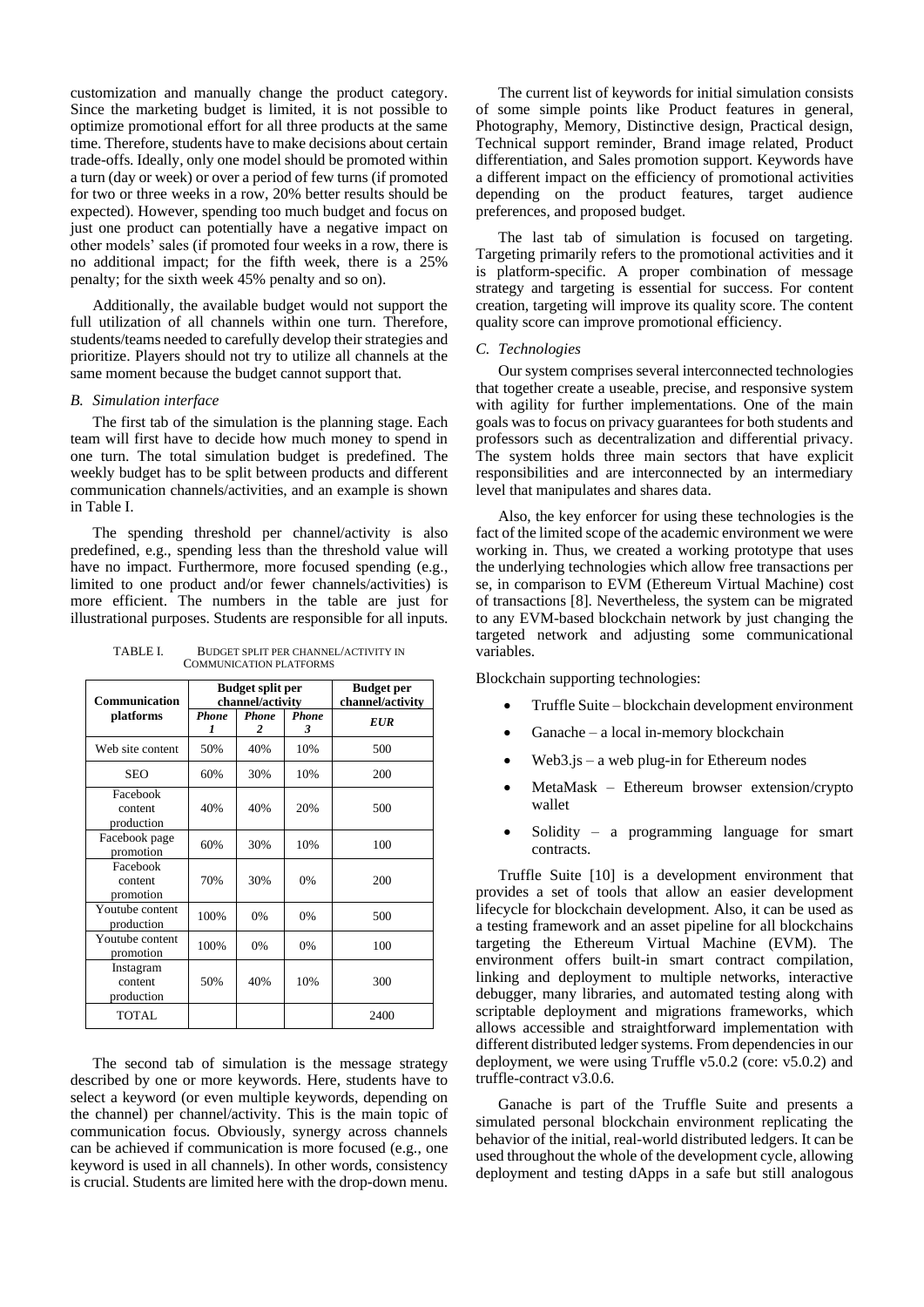customization and manually change the product category. Since the marketing budget is limited, it is not possible to optimize promotional effort for all three products at the same time. Therefore, students have to make decisions about certain trade-offs. Ideally, only one model should be promoted within a turn (day or week) or over a period of few turns (if promoted for two or three weeks in a row, 20% better results should be expected). However, spending too much budget and focus on just one product can potentially have a negative impact on other models' sales (if promoted four weeks in a row, there is no additional impact; for the fifth week, there is a 25% penalty; for the sixth week 45% penalty and so on).

Additionally, the available budget would not support the full utilization of all channels within one turn. Therefore, students/teams needed to carefully develop their strategies and prioritize. Players should not try to utilize all channels at the same moment because the budget cannot support that.

### *B. Simulation interface*

The first tab of the simulation is the planning stage. Each team will first have to decide how much money to spend in one turn. The total simulation budget is predefined. The weekly budget has to be split between products and different communication channels/activities, and an example is shown in Table I.

The spending threshold per channel/activity is also predefined, e.g., spending less than the threshold value will have no impact. Furthermore, more focused spending (e.g., limited to one product and/or fewer channels/activities) is more efficient. The numbers in the table are just for illustrational purposes. Students are responsible for all inputs.

TABLE I. BUDGET SPLIT PER CHANNEL/ACTIVITY IN COMMUNICATION PLATFORMS

| Communication platforms | Budget split per channel/activity | | | Budget per channel/activity |
|---|---|---|---|---|
| | *Phone 1* | *Phone 2* | *Phone 3* | *EUR* |
| Web site content | 50% | 40% | 10% | 500 |
| SEO | 60% | 30% | 10% | 200 |
| Facebook content production | 40% | 40% | 20% | 500 |
| Facebook page promotion | 60% | 30% | 10% | 100 |
| Facebook content promotion | 70% | 30% | 0% | 200 |
| Youtube content production | 100% | 0% | 0% | 500 |
| Youtube content promotion | 100% | 0% | 0% | 100 |
| Instagram content production | 50% | 40% | 10% | 300 |
| TOTAL | | | | 2400 |

The second tab of simulation is the message strategy described by one or more keywords. Here, students have to select a keyword (or even multiple keywords, depending on the channel) per channel/activity. This is the main topic of communication focus. Obviously, synergy across channels can be achieved if communication is more focused (e.g., one keyword is used in all channels). In other words, consistency is crucial. Students are limited here with the drop-down menu.

The current list of keywords for initial simulation consists of some simple points like Product features in general, Photography, Memory, Distinctive design, Practical design, Technical support reminder, Brand image related, Product differentiation, and Sales promotion support. Keywords have a different impact on the efficiency of promotional activities depending on the product features, target audience preferences, and proposed budget.

The last tab of simulation is focused on targeting. Targeting primarily refers to the promotional activities and it is platform-specific. A proper combination of message strategy and targeting is essential for success. For content creation, targeting will improve its quality score. The content quality score can improve promotional efficiency.

### *C. Technologies*

Our system comprises several interconnected technologies that together create a useable, precise, and responsive system with agility for further implementations. One of the main goals was to focus on privacy guarantees for both students and professors such as decentralization and differential privacy. The system holds three main sectors that have explicit responsibilities and are interconnected by an intermediary level that manipulates and shares data.

Also, the key enforcer for using these technologies is the fact of the limited scope of the academic environment we were working in. Thus, we created a working prototype that uses the underlying technologies which allow free transactions per se, in comparison to EVM (Ethereum Virtual Machine) cost of transactions [8]. Nevertheless, the system can be migrated to any EVM-based blockchain network by just changing the targeted network and adjusting some communicational variables.

Blockchain supporting technologies:

- Truffle Suite – blockchain development environment
- Ganache – a local in-memory blockchain
- Web3.js – a web plug-in for Ethereum nodes
- MetaMask – Ethereum browser extension/crypto wallet
- Solidity – a programming language for smart contracts.

Truffle Suite [10] is a development environment that provides a set of tools that allow an easier development lifecycle for blockchain development. Also, it can be used as a testing framework and an asset pipeline for all blockchains targeting the Ethereum Virtual Machine (EVM). The environment offers built-in smart contract compilation, linking and deployment to multiple networks, interactive debugger, many libraries, and automated testing along with scriptable deployment and migrations frameworks, which allows accessible and straightforward implementation with different distributed ledger systems. From dependencies in our deployment, we were using Truffle v5.0.2 (core: v5.0.2) and truffle-contract v3.0.6.

Ganache is part of the Truffle Suite and presents a simulated personal blockchain environment replicating the behavior of the initial, real-world distributed ledgers. It can be used throughout the whole of the development cycle, allowing deployment and testing dApps in a safe but still analogous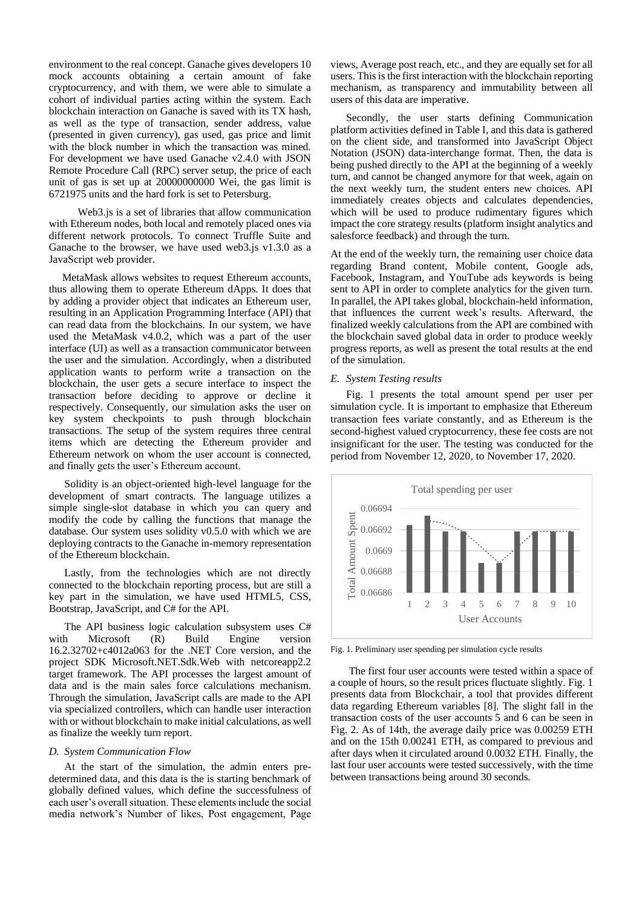environment to the real concept. Ganache gives developers 10 mock accounts obtaining a certain amount of fake cryptocurrency, and with them, we were able to simulate a cohort of individual parties acting within the system. Each blockchain interaction on Ganache is saved with its TX hash, as well as the type of transaction, sender address, value (presented in given currency), gas used, gas price and limit with the block number in which the transaction was mined. For development we have used Ganache v2.4.0 with JSON Remote Procedure Call (RPC) server setup, the price of each unit of gas is set up at 20000000000 Wei, the gas limit is 6721975 units and the hard fork is set to Petersburg.

Web3.js is a set of libraries that allow communication with Ethereum nodes, both local and remotely placed ones via different network protocols. To connect Truffle Suite and Ganache to the browser, we have used web3.js v1.3.0 as a JavaScript web provider.

MetaMask allows websites to request Ethereum accounts, thus allowing them to operate Ethereum dApps. It does that by adding a provider object that indicates an Ethereum user, resulting in an Application Programming Interface (API) that can read data from the blockchains. In our system, we have used the MetaMask v4.0.2, which was a part of the user interface (UI) as well as a transaction communicator between the user and the simulation. Accordingly, when a distributed application wants to perform write a transaction on the blockchain, the user gets a secure interface to inspect the transaction before deciding to approve or decline it respectively. Consequently, our simulation asks the user on key system checkpoints to push through blockchain transactions. The setup of the system requires three central items which are detecting the Ethereum provider and Ethereum network on whom the user account is connected, and finally gets the user's Ethereum account.

Solidity is an object-oriented high-level language for the development of smart contracts. The language utilizes a simple single-slot database in which you can query and modify the code by calling the functions that manage the database. Our system uses solidity v0.5.0 with which we are deploying contracts to the Ganache in-memory representation of the Ethereum blockchain.

Lastly, from the technologies which are not directly connected to the blockchain reporting process, but are still a key part in the simulation, we have used HTML5, CSS, Bootstrap, JavaScript, and C# for the API.

The API business logic calculation subsystem uses C# with Microsoft (R) Build Engine version 16.2.32702+c4012a063 for the .NET Core version, and the project SDK Microsoft.NET.Sdk.Web with netcoreapp2.2 target framework. The API processes the largest amount of data and is the main sales force calculations mechanism. Through the simulation, JavaScript calls are made to the API via specialized controllers, which can handle user interaction with or without blockchain to make initial calculations, as well as finalize the weekly turn report.

### *D. System Communication Flow*

At the start of the simulation, the admin enters pre-determined data, and this data is the is starting benchmark of globally defined values, which define the successfulness of each user's overall situation. These elements include the social media network's Number of likes, Post engagement, Page views, Average post reach, etc., and they are equally set for all users. This is the first interaction with the blockchain reporting mechanism, as transparency and immutability between all users of this data are imperative.

Secondly, the user starts defining Communication platform activities defined in Table I, and this data is gathered on the client side, and transformed into JavaScript Object Notation (JSON) data-interchange format. Then, the data is being pushed directly to the API at the beginning of a weekly turn, and cannot be changed anymore for that week, again on the next weekly turn, the student enters new choices. API immediately creates objects and calculates dependencies, which will be used to produce rudimentary figures which impact the core strategy results (platform insight analytics and salesforce feedback) and through the turn.

At the end of the weekly turn, the remaining user choice data regarding Brand content, Mobile content, Google ads, Facebook, Instagram, and YouTube ads keywords is being sent to API in order to complete analytics for the given turn. In parallel, the API takes global, blockchain-held information, that influences the current week's results. Afterward, the finalized weekly calculations from the API are combined with the blockchain saved global data in order to produce weekly progress reports, as well as present the total results at the end of the simulation.

### *E. System Testing results*

Fig. 1 presents the total amount spend per user per simulation cycle. It is important to emphasize that Ethereum transaction fees variate constantly, and as Ethereum is the second-highest valued cryptocurrency, these fee costs are not insignificant for the user. The testing was conducted for the period from November 12, 2020, to November 17, 2020.

Fig. 1. Preliminary user spending per simulation cycle results

The first four user accounts were tested within a space of a couple of hours, so the result prices fluctuate slightly. Fig. 1 presents data from Blockchair, a tool that provides different data regarding Ethereum variables [8]. The slight fall in the transaction costs of the user accounts 5 and 6 can be seen in Fig. 2. As of 14th, the average daily price was 0.00259 ETH and on the 15th 0.00241 ETH, as compared to previous and after days when it circulated around 0.0032 ETH. Finally, the last four user accounts were tested successively, with the time between transactions being around 30 seconds.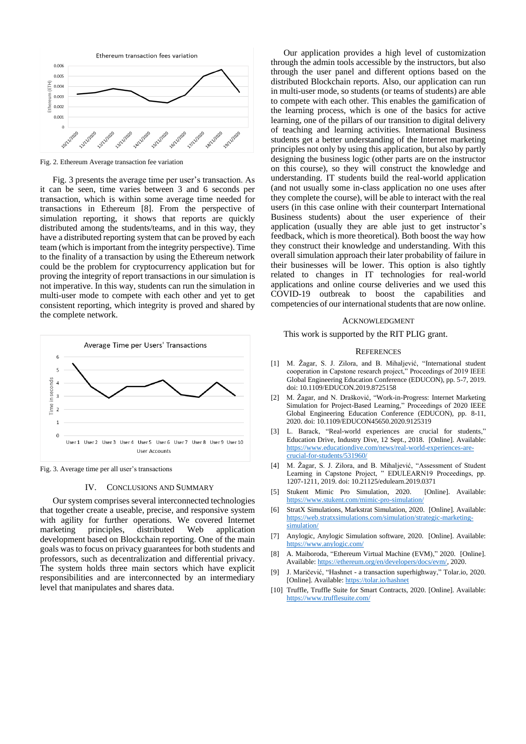Ethereum transaction fees variation

Ethereum (ETH)

0.006
0.005
0.004
0.003
0.002
0.001
0

10/11/2020 11/11/2020 12/11/2020 13/11/2020 14/11/2020 15/11/2020 16/11/2020 17/11/2020 18/11/2020 19/11/2020

Fig. 2. Ethereum Average transaction fee variation

Fig. 3 presents the average time per user's transaction. As it can be seen, time varies between 3 and 6 seconds per transaction, which is within some average time needed for transactions in Ethereum [8]. From the perspective of simulation reporting, it shows that reports are quickly distributed among the students/teams, and in this way, they have a distributed reporting system that can be proved by each team (which is important from the integrity perspective). Time to the finality of a transaction by using the Ethereum network could be the problem for cryptocurrency application but for proving the integrity of report transactions in our simulation is not imperative. In this way, students can run the simulation in multi-user mode to compete with each other and yet to get consistent reporting, which integrity is proved and shared by the complete network.

Average Time per Users' Transactions

Time in seconds

6
5
4
3
2
1
0

User 1 User 2 User 3 User 4 User 5 User 6 User 7 User 8 User 9 User 10

User Accounts

Fig. 3. Average time per all user's transactions

## IV. Conclusions and Summary

Our system comprises several interconnected technologies that together create a useable, precise, and responsive system with agility for further operations. We covered Internet marketing principles, distributed Web application development based on Blockchain reporting. One of the main goals was to focus on privacy guarantees for both students and professors, such as decentralization and differential privacy. The system holds three main sectors which have explicit responsibilities and are interconnected by an intermediary level that manipulates and shares data.

Our application provides a high level of customization through the admin tools accessible by the instructors, but also through the user panel and different options based on the distributed Blockchain reports. Also, our application can run in multi-user mode, so students (or teams of students) are able to compete with each other. This enables the gamification of the learning process, which is one of the basics for active learning, one of the pillars of our transition to digital delivery of teaching and learning activities. International Business students get a better understanding of the Internet marketing principles not only by using this application, but also by partly designing the business logic (other parts are on the instructor on this course), so they will construct the knowledge and understanding. IT students build the real-world application (and not usually some in-class application no one uses after they complete the course), will be able to interact with the real users (in this case online with their counterpart International Business students) about the user experience of their application (usually they are able just to get instructor's feedback, which is more theoretical). Both boost the way how they construct their knowledge and understanding. With this overall simulation approach their later probability of failure in their businesses will be lower. This option is also tightly related to changes in IT technologies for real-world applications and online course deliveries and we used this COVID-19 outbreak to boost the capabilities and competencies of our international students that are now online.

## Acknowledgment

This work is supported by the RIT PLIG grant.

## References

[1] M. Žagar, S. J. Zilora, and B. Mihaljević, "International student cooperation in Capstone research project," Proceedings of 2019 IEEE Global Engineering Education Conference (EDUCON), pp. 5-7, 2019. doi: 10.1109/EDUCON.2019.8725158

[2] M. Žagar, and N. Drašković, "Work-in-Progress: Internet Marketing Simulation for Project-Based Learning," Proceedings of 2020 IEEE Global Engineering Education Conference (EDUCON), pp. 8-11, 2020. doi: 10.1109/EDUCON45650.2020.9125319

[3] L. Barack, "Real-world experiences are crucial for students," Education Drive, Industry Dive, 12 Sept., 2018. [Online]. Available: https://www.educationdive.com/news/real-world-experiences-are-crucial-for-students/531960/

[4] M. Žagar, S. J. Zilora, and B. Mihaljević, "Assessment of Student Learning in Capstone Project, " EDULEARN19 Proceedings, pp. 1207-1211, 2019. doi: 10.21125/edulearn.2019.0371

[5] Stukent Mimic Pro Simulation, 2020. [Online]. Available: https://www.stukent.com/mimic-pro-simulation/

[6] StratX Simulations, Markstrat Simulation, 2020. [Online]. Available: https://web.stratxsimulations.com/simulation/strategic-marketing-simulation/

[7] Anylogic, Anylogic Simulation software, 2020. [Online]. Available: https://www.anylogic.com/

[8] A. Maiboroda, "Ethereum Virtual Machine (EVM)," 2020. [Online]. Available: https://ethereum.org/en/developers/docs/evm/, 2020.

[9] J. Maričević, "Hashnet - a transaction superhighway," Tolar.io, 2020. [Online]. Available: https://tolar.io/hashnet

[10] Truffle, Truffle Suite for Smart Contracts, 2020. [Online]. Available: https://www.trufflesuite.com/